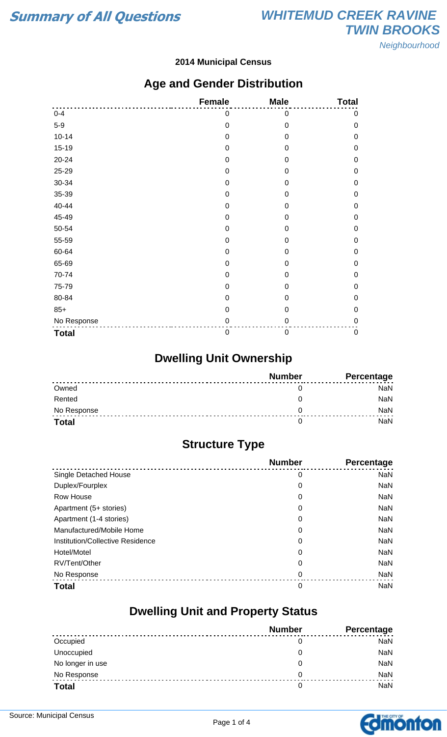# Summary of All Questions

## WHITEMUD CREEK RAVINE TWIN BROOKS

*Neighbourhood*

**2014 Municipal Census**

## Age and Gender Distribution

| | Female | Male | Total |
|---|---|---|---|
| 0-4 | 0 | 0 | 0 |
| 5-9 | 0 | 0 | 0 |
| 10-14 | 0 | 0 | 0 |
| 15-19 | 0 | 0 | 0 |
| 20-24 | 0 | 0 | 0 |
| 25-29 | 0 | 0 | 0 |
| 30-34 | 0 | 0 | 0 |
| 35-39 | 0 | 0 | 0 |
| 40-44 | 0 | 0 | 0 |
| 45-49 | 0 | 0 | 0 |
| 50-54 | 0 | 0 | 0 |
| 55-59 | 0 | 0 | 0 |
| 60-64 | 0 | 0 | 0 |
| 65-69 | 0 | 0 | 0 |
| 70-74 | 0 | 0 | 0 |
| 75-79 | 0 | 0 | 0 |
| 80-84 | 0 | 0 | 0 |
| 85+ | 0 | 0 | 0 |
| No Response | 0 | 0 | 0 |
| **Total** | 0 | 0 | 0 |

## Dwelling Unit Ownership

| | Number | Percentage |
|---|---|---|
| Owned | 0 | NaN |
| Rented | 0 | NaN |
| No Response | 0 | NaN |
| **Total** | 0 | NaN |

## Structure Type

| | Number | Percentage |
|---|---|---|
| Single Detached House | 0 | NaN |
| Duplex/Fourplex | 0 | NaN |
| Row House | 0 | NaN |
| Apartment (5+ stories) | 0 | NaN |
| Apartment (1-4 stories) | 0 | NaN |
| Manufactured/Mobile Home | 0 | NaN |
| Institution/Collective Residence | 0 | NaN |
| Hotel/Motel | 0 | NaN |
| RV/Tent/Other | 0 | NaN |
| No Response | 0 | NaN |
| **Total** | 0 | NaN |

## Dwelling Unit and Property Status

| | Number | Percentage |
|---|---|---|
| Occupied | 0 | NaN |
| Unoccupied | 0 | NaN |
| No longer in use | 0 | NaN |
| No Response | 0 | NaN |
| **Total** | 0 | NaN |

Source: Municipal Census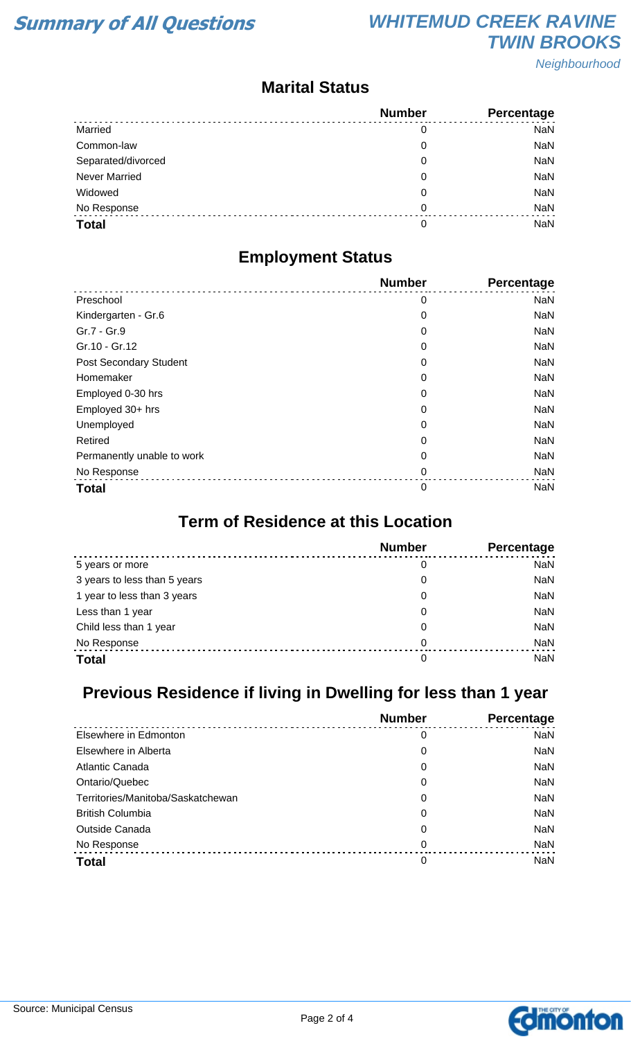# Summary of All Questions

## WHITEMUD CREEK RAVINE TWIN BROOKS

*Neighbourhood*

### Marital Status

| | Number | Percentage |
|---|---|---|
| Married | 0 | NaN |
| Common-law | 0 | NaN |
| Separated/divorced | 0 | NaN |
| Never Married | 0 | NaN |
| Widowed | 0 | NaN |
| No Response | 0 | NaN |
| **Total** | 0 | NaN |

### Employment Status

| | Number | Percentage |
|---|---|---|
| Preschool | 0 | NaN |
| Kindergarten - Gr.6 | 0 | NaN |
| Gr.7 - Gr.9 | 0 | NaN |
| Gr.10 - Gr.12 | 0 | NaN |
| Post Secondary Student | 0 | NaN |
| Homemaker | 0 | NaN |
| Employed 0-30 hrs | 0 | NaN |
| Employed 30+ hrs | 0 | NaN |
| Unemployed | 0 | NaN |
| Retired | 0 | NaN |
| Permanently unable to work | 0 | NaN |
| No Response | 0 | NaN |
| **Total** | 0 | NaN |

### Term of Residence at this Location

| | Number | Percentage |
|---|---|---|
| 5 years or more | 0 | NaN |
| 3 years to less than 5 years | 0 | NaN |
| 1 year to less than 3 years | 0 | NaN |
| Less than 1 year | 0 | NaN |
| Child less than 1 year | 0 | NaN |
| No Response | 0 | NaN |
| **Total** | 0 | NaN |

### Previous Residence if living in Dwelling for less than 1 year

| | Number | Percentage |
|---|---|---|
| Elsewhere in Edmonton | 0 | NaN |
| Elsewhere in Alberta | 0 | NaN |
| Atlantic Canada | 0 | NaN |
| Ontario/Quebec | 0 | NaN |
| Territories/Manitoba/Saskatchewan | 0 | NaN |
| British Columbia | 0 | NaN |
| Outside Canada | 0 | NaN |
| No Response | 0 | NaN |
| **Total** | 0 | NaN |

Source: Municipal Census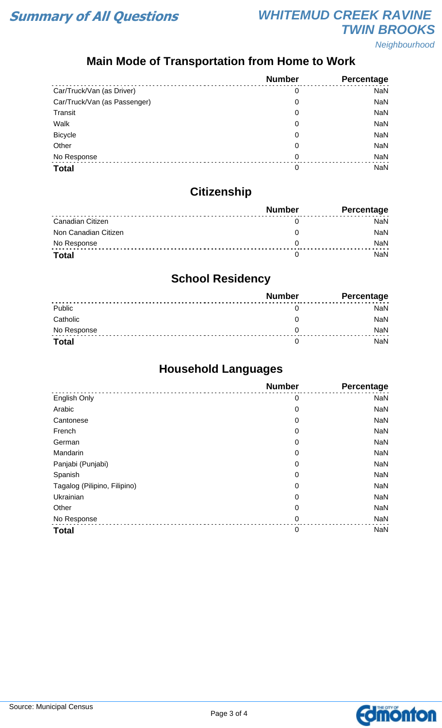# Summary of All Questions

## WHITEMUD CREEK RAVINE TWIN BROOKS

*Neighbourhood*

## Main Mode of Transportation from Home to Work

| | Number | Percentage |
|---|---|---|
| Car/Truck/Van (as Driver) | 0 | NaN |
| Car/Truck/Van (as Passenger) | 0 | NaN |
| Transit | 0 | NaN |
| Walk | 0 | NaN |
| Bicycle | 0 | NaN |
| Other | 0 | NaN |
| No Response | 0 | NaN |
| **Total** | 0 | NaN |

## Citizenship

| | Number | Percentage |
|---|---|---|
| Canadian Citizen | 0 | NaN |
| Non Canadian Citizen | 0 | NaN |
| No Response | 0 | NaN |
| **Total** | 0 | NaN |

## School Residency

| | Number | Percentage |
|---|---|---|
| Public | 0 | NaN |
| Catholic | 0 | NaN |
| No Response | 0 | NaN |
| **Total** | 0 | NaN |

## Household Languages

| | Number | Percentage |
|---|---|---|
| English Only | 0 | NaN |
| Arabic | 0 | NaN |
| Cantonese | 0 | NaN |
| French | 0 | NaN |
| German | 0 | NaN |
| Mandarin | 0 | NaN |
| Panjabi (Punjabi) | 0 | NaN |
| Spanish | 0 | NaN |
| Tagalog (Pilipino, Filipino) | 0 | NaN |
| Ukrainian | 0 | NaN |
| Other | 0 | NaN |
| No Response | 0 | NaN |
| **Total** | 0 | NaN |

Source: Municipal Census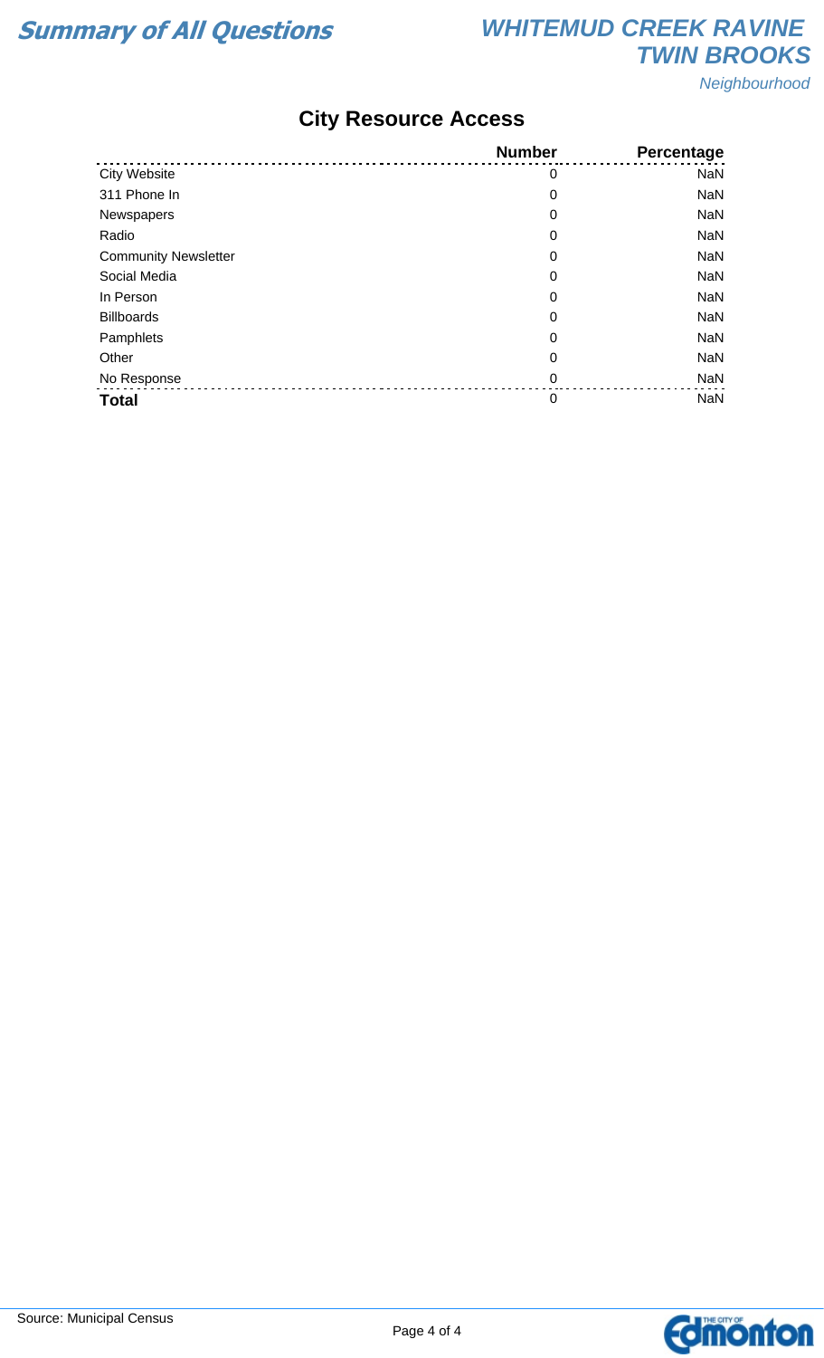## City Resource Access

| | Number | Percentage |
|---|---|---|
| City Website | 0 | NaN |
| 311 Phone In | 0 | NaN |
| Newspapers | 0 | NaN |
| Radio | 0 | NaN |
| Community Newsletter | 0 | NaN |
| Social Media | 0 | NaN |
| In Person | 0 | NaN |
| Billboards | 0 | NaN |
| Pamphlets | 0 | NaN |
| Other | 0 | NaN |
| No Response | 0 | NaN |
| **Total** | 0 | NaN |

Source: Municipal Census